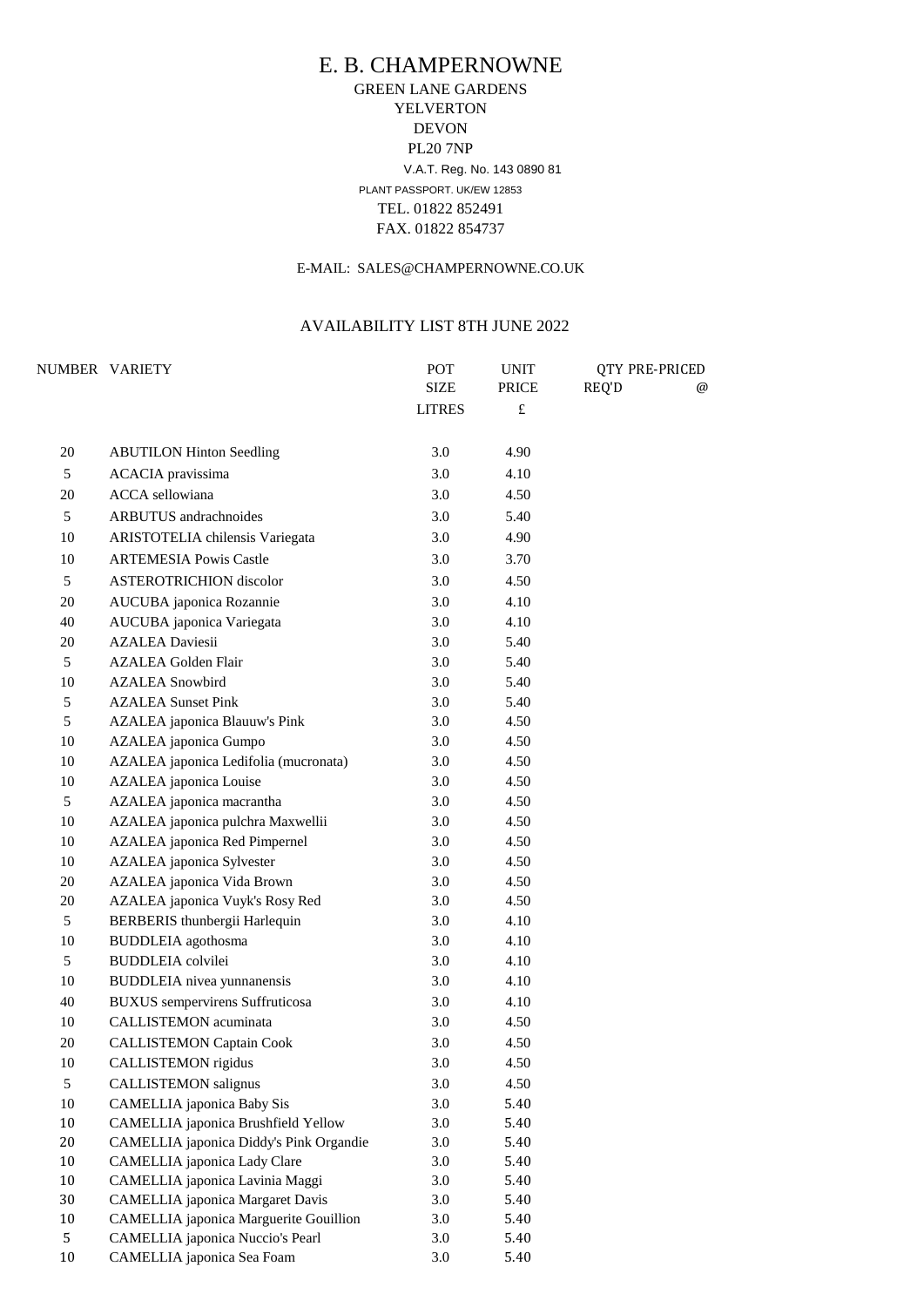# E. B. CHAMPERNOWNE

GREEN LANE GARDENS
YELVERTON
DEVON
PL20 7NP

V.A.T. Reg. No. 143 0890 81

PLANT PASSPORT. UK/EW 12853

TEL. 01822 852491
FAX. 01822 854737

E-MAIL: SALES@CHAMPERNOWNE.CO.UK

## AVAILABILITY LIST 8TH JUNE 2022

| NUMBER | VARIETY | POT SIZE LITRES | UNIT PRICE £ | QTY REQ'D | PRE-PRICED @ |
|---|---|---|---|---|---|
| 20 | ABUTILON Hinton Seedling | 3.0 | 4.90 | | |
| 5 | ACACIA pravissima | 3.0 | 4.10 | | |
| 20 | ACCA sellowiana | 3.0 | 4.50 | | |
| 5 | ARBUTUS andrachnoides | 3.0 | 5.40 | | |
| 10 | ARISTOTELIA chilensis Variegata | 3.0 | 4.90 | | |
| 10 | ARTEMESIA Powis Castle | 3.0 | 3.70 | | |
| 5 | ASTEROTRICHION discolor | 3.0 | 4.50 | | |
| 20 | AUCUBA japonica Rozannie | 3.0 | 4.10 | | |
| 40 | AUCUBA japonica Variegata | 3.0 | 4.10 | | |
| 20 | AZALEA Daviesii | 3.0 | 5.40 | | |
| 5 | AZALEA Golden Flair | 3.0 | 5.40 | | |
| 10 | AZALEA Snowbird | 3.0 | 5.40 | | |
| 5 | AZALEA Sunset Pink | 3.0 | 5.40 | | |
| 5 | AZALEA japonica Blauuw's Pink | 3.0 | 4.50 | | |
| 10 | AZALEA japonica Gumpo | 3.0 | 4.50 | | |
| 10 | AZALEA japonica Ledifolia (mucronata) | 3.0 | 4.50 | | |
| 10 | AZALEA japonica Louise | 3.0 | 4.50 | | |
| 5 | AZALEA japonica macrantha | 3.0 | 4.50 | | |
| 10 | AZALEA japonica pulchra Maxwellii | 3.0 | 4.50 | | |
| 10 | AZALEA japonica Red Pimpernel | 3.0 | 4.50 | | |
| 10 | AZALEA japonica Sylvester | 3.0 | 4.50 | | |
| 20 | AZALEA japonica Vida Brown | 3.0 | 4.50 | | |
| 20 | AZALEA japonica Vuyk's Rosy Red | 3.0 | 4.50 | | |
| 5 | BERBERIS thunbergii Harlequin | 3.0 | 4.10 | | |
| 10 | BUDDLEIA agothosma | 3.0 | 4.10 | | |
| 5 | BUDDLEIA colvilei | 3.0 | 4.10 | | |
| 10 | BUDDLEIA nivea yunnanensis | 3.0 | 4.10 | | |
| 40 | BUXUS sempervirens Suffruticosa | 3.0 | 4.10 | | |
| 10 | CALLISTEMON acuminata | 3.0 | 4.50 | | |
| 20 | CALLISTEMON Captain Cook | 3.0 | 4.50 | | |
| 10 | CALLISTEMON rigidus | 3.0 | 4.50 | | |
| 5 | CALLISTEMON salignus | 3.0 | 4.50 | | |
| 10 | CAMELLIA japonica Baby Sis | 3.0 | 5.40 | | |
| 10 | CAMELLIA japonica Brushfield Yellow | 3.0 | 5.40 | | |
| 20 | CAMELLIA japonica Diddy's Pink Organdie | 3.0 | 5.40 | | |
| 10 | CAMELLIA japonica Lady Clare | 3.0 | 5.40 | | |
| 10 | CAMELLIA japonica Lavinia Maggi | 3.0 | 5.40 | | |
| 30 | CAMELLIA japonica Margaret Davis | 3.0 | 5.40 | | |
| 10 | CAMELLIA japonica Marguerite Gouillion | 3.0 | 5.40 | | |
| 5 | CAMELLIA japonica Nuccio's Pearl | 3.0 | 5.40 | | |
| 10 | CAMELLIA japonica Sea Foam | 3.0 | 5.40 | | |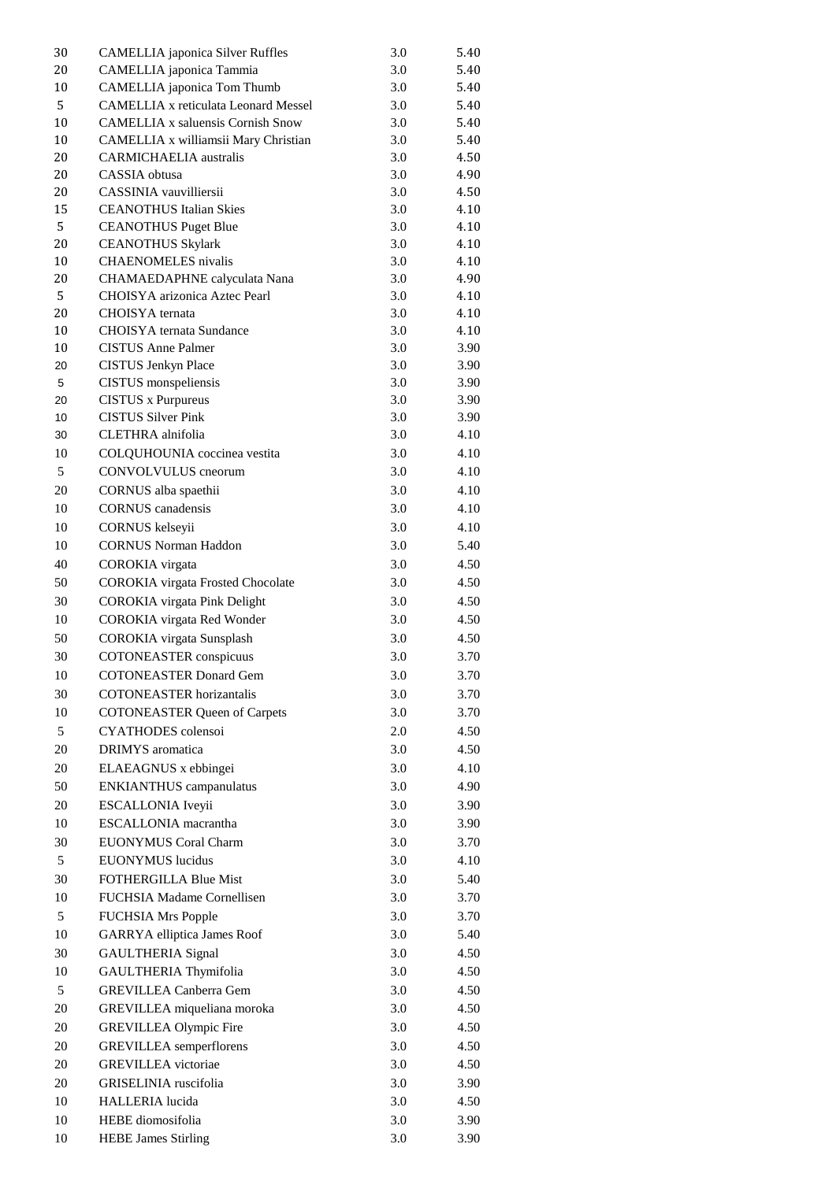| | | | |
|---|---|---|---|
| 30 | CAMELLIA japonica Silver Ruffles | 3.0 | 5.40 |
| 20 | CAMELLIA japonica Tammia | 3.0 | 5.40 |
| 10 | CAMELLIA japonica Tom Thumb | 3.0 | 5.40 |
| 5 | CAMELLIA x reticulata Leonard Messel | 3.0 | 5.40 |
| 10 | CAMELLIA x saluensis Cornish Snow | 3.0 | 5.40 |
| 10 | CAMELLIA x williamsii Mary Christian | 3.0 | 5.40 |
| 20 | CARMICHAELIA australis | 3.0 | 4.50 |
| 20 | CASSIA obtusa | 3.0 | 4.90 |
| 20 | CASSINIA vauvilliersii | 3.0 | 4.50 |
| 15 | CEANOTHUS Italian Skies | 3.0 | 4.10 |
| 5 | CEANOTHUS Puget Blue | 3.0 | 4.10 |
| 20 | CEANOTHUS Skylark | 3.0 | 4.10 |
| 10 | CHAENOMELES nivalis | 3.0 | 4.10 |
| 20 | CHAMAEDAPHNE calyculata Nana | 3.0 | 4.90 |
| 5 | CHOISYA arizonica Aztec Pearl | 3.0 | 4.10 |
| 20 | CHOISYA ternata | 3.0 | 4.10 |
| 10 | CHOISYA ternata Sundance | 3.0 | 4.10 |
| 10 | CISTUS Anne Palmer | 3.0 | 3.90 |
| 20 | CISTUS Jenkyn Place | 3.0 | 3.90 |
| 5 | CISTUS monspeliensis | 3.0 | 3.90 |
| 20 | CISTUS x Purpureus | 3.0 | 3.90 |
| 10 | CISTUS Silver Pink | 3.0 | 3.90 |
| 30 | CLETHRA alnifolia | 3.0 | 4.10 |
| 10 | COLQUHOUNIA coccinea vestita | 3.0 | 4.10 |
| 5 | CONVOLVULUS cneorum | 3.0 | 4.10 |
| 20 | CORNUS alba spaethii | 3.0 | 4.10 |
| 10 | CORNUS canadensis | 3.0 | 4.10 |
| 10 | CORNUS kelseyii | 3.0 | 4.10 |
| 10 | CORNUS Norman Haddon | 3.0 | 5.40 |
| 40 | COROKIA virgata | 3.0 | 4.50 |
| 50 | COROKIA virgata Frosted Chocolate | 3.0 | 4.50 |
| 30 | COROKIA virgata Pink Delight | 3.0 | 4.50 |
| 10 | COROKIA virgata Red Wonder | 3.0 | 4.50 |
| 50 | COROKIA virgata Sunsplash | 3.0 | 4.50 |
| 30 | COTONEASTER conspicuus | 3.0 | 3.70 |
| 10 | COTONEASTER Donard Gem | 3.0 | 3.70 |
| 30 | COTONEASTER horizantalis | 3.0 | 3.70 |
| 10 | COTONEASTER Queen of Carpets | 3.0 | 3.70 |
| 5 | CYATHODES colensoi | 2.0 | 4.50 |
| 20 | DRIMYS aromatica | 3.0 | 4.50 |
| 20 | ELAEAGNUS x ebbingei | 3.0 | 4.10 |
| 50 | ENKIANTHUS campanulatus | 3.0 | 4.90 |
| 20 | ESCALLONIA Iveyii | 3.0 | 3.90 |
| 10 | ESCALLONIA macrantha | 3.0 | 3.90 |
| 30 | EUONYMUS Coral Charm | 3.0 | 3.70 |
| 5 | EUONYMUS lucidus | 3.0 | 4.10 |
| 30 | FOTHERGILLA Blue Mist | 3.0 | 5.40 |
| 10 | FUCHSIA Madame Cornellisen | 3.0 | 3.70 |
| 5 | FUCHSIA Mrs Popple | 3.0 | 3.70 |
| 10 | GARRYA elliptica James Roof | 3.0 | 5.40 |
| 30 | GAULTHERIA Signal | 3.0 | 4.50 |
| 10 | GAULTHERIA Thymifolia | 3.0 | 4.50 |
| 5 | GREVILLEA Canberra Gem | 3.0 | 4.50 |
| 20 | GREVILLEA miqueliana moroka | 3.0 | 4.50 |
| 20 | GREVILLEA Olympic Fire | 3.0 | 4.50 |
| 20 | GREVILLEA semperflorens | 3.0 | 4.50 |
| 20 | GREVILLEA victoriae | 3.0 | 4.50 |
| 20 | GRISELINIA ruscifolia | 3.0 | 3.90 |
| 10 | HALLERIA lucida | 3.0 | 4.50 |
| 10 | HEBE diomosifolia | 3.0 | 3.90 |
| 10 | HEBE James Stirling | 3.0 | 3.90 |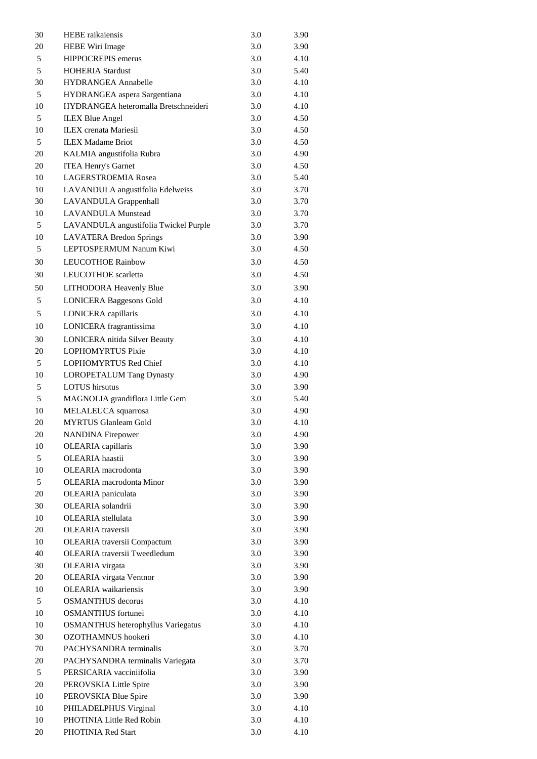| | | | |
|---|---|---|---|
| 30 | HEBE raikaiensis | 3.0 | 3.90 |
| 20 | HEBE Wiri Image | 3.0 | 3.90 |
| 5 | HIPPOCREPIS emerus | 3.0 | 4.10 |
| 5 | HOHERIA Stardust | 3.0 | 5.40 |
| 30 | HYDRANGEA Annabelle | 3.0 | 4.10 |
| 5 | HYDRANGEA aspera Sargentiana | 3.0 | 4.10 |
| 10 | HYDRANGEA heteromalla Bretschneideri | 3.0 | 4.10 |
| 5 | ILEX Blue Angel | 3.0 | 4.50 |
| 10 | ILEX crenata Mariesii | 3.0 | 4.50 |
| 5 | ILEX Madame Briot | 3.0 | 4.50 |
| 20 | KALMIA angustifolia Rubra | 3.0 | 4.90 |
| 20 | ITEA Henry's Garnet | 3.0 | 4.50 |
| 10 | LAGERSTROEMIA Rosea | 3.0 | 5.40 |
| 10 | LAVANDULA angustifolia Edelweiss | 3.0 | 3.70 |
| 30 | LAVANDULA Grappenhall | 3.0 | 3.70 |
| 10 | LAVANDULA Munstead | 3.0 | 3.70 |
| 5 | LAVANDULA angustifolia Twickel Purple | 3.0 | 3.70 |
| 10 | LAVATERA Bredon Springs | 3.0 | 3.90 |
| 5 | LEPTOSPERMUM Nanum Kiwi | 3.0 | 4.50 |
| 30 | LEUCOTHOE Rainbow | 3.0 | 4.50 |
| 30 | LEUCOTHOE scarletta | 3.0 | 4.50 |
| 50 | LITHODORA Heavenly Blue | 3.0 | 3.90 |
| 5 | LONICERA Baggesons Gold | 3.0 | 4.10 |
| 5 | LONICERA capillaris | 3.0 | 4.10 |
| 10 | LONICERA fragrantissima | 3.0 | 4.10 |
| 30 | LONICERA nitida Silver Beauty | 3.0 | 4.10 |
| 20 | LOPHOMYRTUS Pixie | 3.0 | 4.10 |
| 5 | LOPHOMYRTUS Red Chief | 3.0 | 4.10 |
| 10 | LOROPETALUM Tang Dynasty | 3.0 | 4.90 |
| 5 | LOTUS hirsutus | 3.0 | 3.90 |
| 5 | MAGNOLIA grandiflora Little Gem | 3.0 | 5.40 |
| 10 | MELALEUCA squarrosa | 3.0 | 4.90 |
| 20 | MYRTUS Glanleam Gold | 3.0 | 4.10 |
| 20 | NANDINA Firepower | 3.0 | 4.90 |
| 10 | OLEARIA capillaris | 3.0 | 3.90 |
| 5 | OLEARIA haastii | 3.0 | 3.90 |
| 10 | OLEARIA macrodonta | 3.0 | 3.90 |
| 5 | OLEARIA macrodonta Minor | 3.0 | 3.90 |
| 20 | OLEARIA paniculata | 3.0 | 3.90 |
| 30 | OLEARIA solandrii | 3.0 | 3.90 |
| 10 | OLEARIA stellulata | 3.0 | 3.90 |
| 20 | OLEARIA traversii | 3.0 | 3.90 |
| 10 | OLEARIA traversii Compactum | 3.0 | 3.90 |
| 40 | OLEARIA traversii Tweedledum | 3.0 | 3.90 |
| 30 | OLEARIA virgata | 3.0 | 3.90 |
| 20 | OLEARIA virgata Ventnor | 3.0 | 3.90 |
| 10 | OLEARIA waikariensis | 3.0 | 3.90 |
| 5 | OSMANTHUS decorus | 3.0 | 4.10 |
| 10 | OSMANTHUS fortunei | 3.0 | 4.10 |
| 10 | OSMANTHUS heterophyllus Variegatus | 3.0 | 4.10 |
| 30 | OZOTHAMNUS hookeri | 3.0 | 4.10 |
| 70 | PACHYSANDRA terminalis | 3.0 | 3.70 |
| 20 | PACHYSANDRA terminalis Variegata | 3.0 | 3.70 |
| 5 | PERSICARIA vacciniifolia | 3.0 | 3.90 |
| 20 | PEROVSKIA Little Spire | 3.0 | 3.90 |
| 10 | PEROVSKIA Blue Spire | 3.0 | 3.90 |
| 10 | PHILADELPHUS Virginal | 3.0 | 4.10 |
| 10 | PHOTINIA Little Red Robin | 3.0 | 4.10 |
| 20 | PHOTINIA Red Start | 3.0 | 4.10 |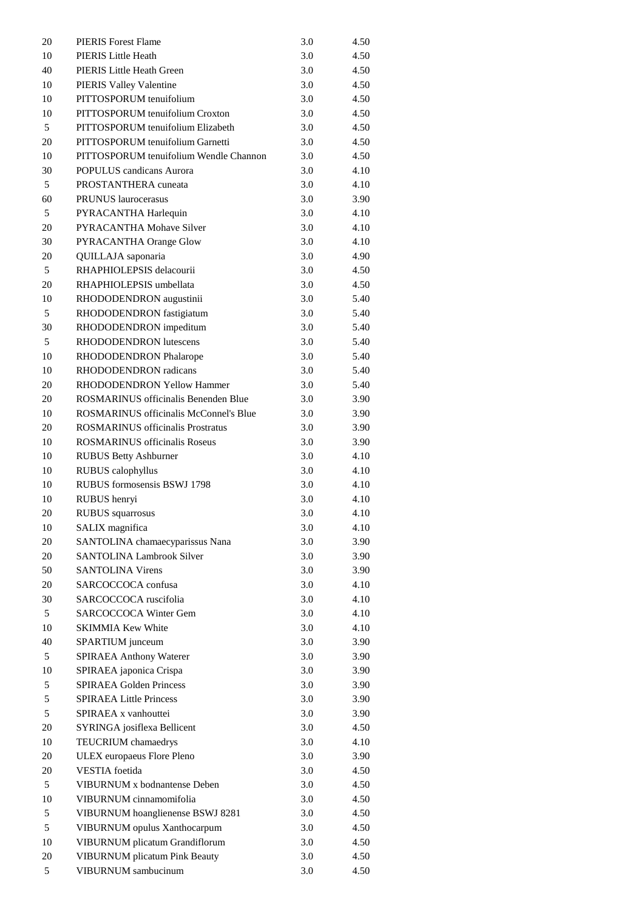| | | | |
|---|---|---|---|
| 20 | PIERIS Forest Flame | 3.0 | 4.50 |
| 10 | PIERIS Little Heath | 3.0 | 4.50 |
| 40 | PIERIS Little Heath Green | 3.0 | 4.50 |
| 10 | PIERIS Valley Valentine | 3.0 | 4.50 |
| 10 | PITTOSPORUM tenuifolium | 3.0 | 4.50 |
| 10 | PITTOSPORUM tenuifolium Croxton | 3.0 | 4.50 |
| 5 | PITTOSPORUM tenuifolium Elizabeth | 3.0 | 4.50 |
| 20 | PITTOSPORUM tenuifolium Garnetti | 3.0 | 4.50 |
| 10 | PITTOSPORUM tenuifolium Wendle Channon | 3.0 | 4.50 |
| 30 | POPULUS candicans Aurora | 3.0 | 4.10 |
| 5 | PROSTANTHERA cuneata | 3.0 | 4.10 |
| 60 | PRUNUS laurocerasus | 3.0 | 3.90 |
| 5 | PYRACANTHA Harlequin | 3.0 | 4.10 |
| 20 | PYRACANTHA Mohave Silver | 3.0 | 4.10 |
| 30 | PYRACANTHA Orange Glow | 3.0 | 4.10 |
| 20 | QUILLAJA saponaria | 3.0 | 4.90 |
| 5 | RHAPHIOLEPSIS delacourii | 3.0 | 4.50 |
| 20 | RHAPHIOLEPSIS umbellata | 3.0 | 4.50 |
| 10 | RHODODENDRON augustinii | 3.0 | 5.40 |
| 5 | RHODODENDRON fastigiatum | 3.0 | 5.40 |
| 30 | RHODODENDRON impeditum | 3.0 | 5.40 |
| 5 | RHODODENDRON lutescens | 3.0 | 5.40 |
| 10 | RHODODENDRON Phalarope | 3.0 | 5.40 |
| 10 | RHODODENDRON radicans | 3.0 | 5.40 |
| 20 | RHODODENDRON Yellow Hammer | 3.0 | 5.40 |
| 20 | ROSMARINUS officinalis Benenden Blue | 3.0 | 3.90 |
| 10 | ROSMARINUS officinalis McConnel's Blue | 3.0 | 3.90 |
| 20 | ROSMARINUS officinalis Prostratus | 3.0 | 3.90 |
| 10 | ROSMARINUS officinalis Roseus | 3.0 | 3.90 |
| 10 | RUBUS Betty Ashburner | 3.0 | 4.10 |
| 10 | RUBUS calophyllus | 3.0 | 4.10 |
| 10 | RUBUS formosensis BSWJ 1798 | 3.0 | 4.10 |
| 10 | RUBUS henryi | 3.0 | 4.10 |
| 20 | RUBUS squarrosus | 3.0 | 4.10 |
| 10 | SALIX magnifica | 3.0 | 4.10 |
| 20 | SANTOLINA chamaecyparissus Nana | 3.0 | 3.90 |
| 20 | SANTOLINA Lambrook Silver | 3.0 | 3.90 |
| 50 | SANTOLINA Virens | 3.0 | 3.90 |
| 20 | SARCOCCOCA confusa | 3.0 | 4.10 |
| 30 | SARCOCCOCA ruscifolia | 3.0 | 4.10 |
| 5 | SARCOCCOCA Winter Gem | 3.0 | 4.10 |
| 10 | SKIMMIA Kew White | 3.0 | 4.10 |
| 40 | SPARTIUM junceum | 3.0 | 3.90 |
| 5 | SPIRAEA Anthony Waterer | 3.0 | 3.90 |
| 10 | SPIRAEA japonica Crispa | 3.0 | 3.90 |
| 5 | SPIRAEA Golden Princess | 3.0 | 3.90 |
| 5 | SPIRAEA Little Princess | 3.0 | 3.90 |
| 5 | SPIRAEA x vanhouttei | 3.0 | 3.90 |
| 20 | SYRINGA josiflexa Bellicent | 3.0 | 4.50 |
| 10 | TEUCRIUM chamaedrys | 3.0 | 4.10 |
| 20 | ULEX europaeus Flore Pleno | 3.0 | 3.90 |
| 20 | VESTIA foetida | 3.0 | 4.50 |
| 5 | VIBURNUM x bodnantense Deben | 3.0 | 4.50 |
| 10 | VIBURNUM cinnamomifolia | 3.0 | 4.50 |
| 5 | VIBURNUM hoanglienense BSWJ 8281 | 3.0 | 4.50 |
| 5 | VIBURNUM opulus Xanthocarpum | 3.0 | 4.50 |
| 10 | VIBURNUM plicatum Grandiflorum | 3.0 | 4.50 |
| 20 | VIBURNUM plicatum Pink Beauty | 3.0 | 4.50 |
| 5 | VIBURNUM sambucinum | 3.0 | 4.50 |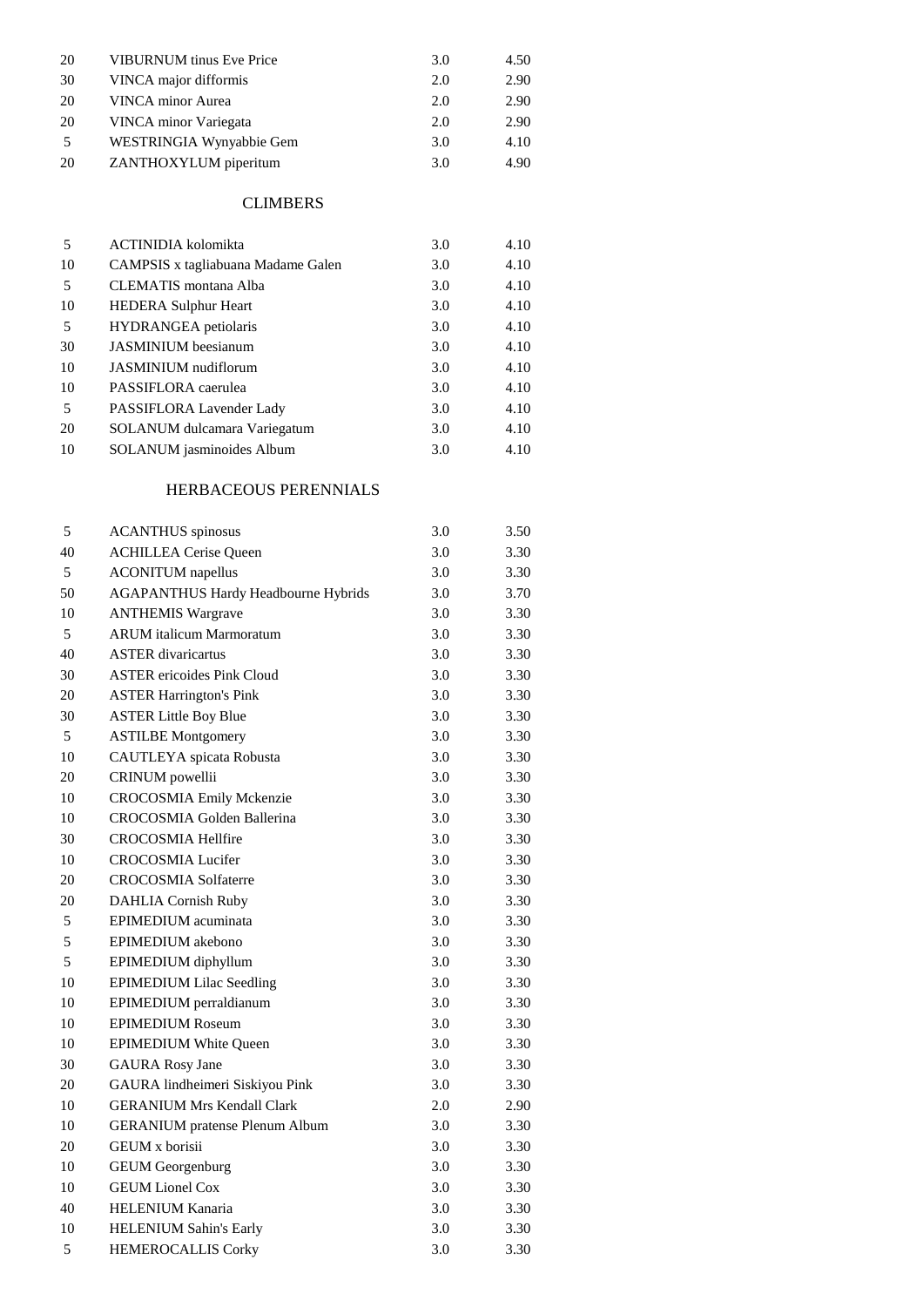| | | | |
|---|---|---|---|
| 20 | VIBURNUM tinus Eve Price | 3.0 | 4.50 |
| 30 | VINCA major difformis | 2.0 | 2.90 |
| 20 | VINCA minor Aurea | 2.0 | 2.90 |
| 20 | VINCA minor Variegata | 2.0 | 2.90 |
| 5 | WESTRINGIA Wynyabbie Gem | 3.0 | 4.10 |
| 20 | ZANTHOXYLUM piperitum | 3.0 | 4.90 |

## CLIMBERS

| | | | |
|---|---|---|---|
| 5 | ACTINIDIA kolomikta | 3.0 | 4.10 |
| 10 | CAMPSIS x tagliabuana Madame Galen | 3.0 | 4.10 |
| 5 | CLEMATIS montana Alba | 3.0 | 4.10 |
| 10 | HEDERA Sulphur Heart | 3.0 | 4.10 |
| 5 | HYDRANGEA petiolaris | 3.0 | 4.10 |
| 30 | JASMINIUM beesianum | 3.0 | 4.10 |
| 10 | JASMINIUM nudiflorum | 3.0 | 4.10 |
| 10 | PASSIFLORA caerulea | 3.0 | 4.10 |
| 5 | PASSIFLORA Lavender Lady | 3.0 | 4.10 |
| 20 | SOLANUM dulcamara Variegatum | 3.0 | 4.10 |
| 10 | SOLANUM jasminoides Album | 3.0 | 4.10 |

## HERBACEOUS PERENNIALS

| | | | |
|---|---|---|---|
| 5 | ACANTHUS spinosus | 3.0 | 3.50 |
| 40 | ACHILLEA Cerise Queen | 3.0 | 3.30 |
| 5 | ACONITUM napellus | 3.0 | 3.30 |
| 50 | AGAPANTHUS Hardy Headbourne Hybrids | 3.0 | 3.70 |
| 10 | ANTHEMIS Wargrave | 3.0 | 3.30 |
| 5 | ARUM italicum Marmoratum | 3.0 | 3.30 |
| 40 | ASTER divaricartus | 3.0 | 3.30 |
| 30 | ASTER ericoides Pink Cloud | 3.0 | 3.30 |
| 20 | ASTER Harrington's Pink | 3.0 | 3.30 |
| 30 | ASTER Little Boy Blue | 3.0 | 3.30 |
| 5 | ASTILBE Montgomery | 3.0 | 3.30 |
| 10 | CAUTLEYA spicata Robusta | 3.0 | 3.30 |
| 20 | CRINUM powellii | 3.0 | 3.30 |
| 10 | CROCOSMIA Emily Mckenzie | 3.0 | 3.30 |
| 10 | CROCOSMIA Golden Ballerina | 3.0 | 3.30 |
| 30 | CROCOSMIA Hellfire | 3.0 | 3.30 |
| 10 | CROCOSMIA Lucifer | 3.0 | 3.30 |
| 20 | CROCOSMIA Solfaterre | 3.0 | 3.30 |
| 20 | DAHLIA Cornish Ruby | 3.0 | 3.30 |
| 5 | EPIMEDIUM acuminata | 3.0 | 3.30 |
| 5 | EPIMEDIUM akebono | 3.0 | 3.30 |
| 5 | EPIMEDIUM diphyllum | 3.0 | 3.30 |
| 10 | EPIMEDIUM Lilac Seedling | 3.0 | 3.30 |
| 10 | EPIMEDIUM perraldianum | 3.0 | 3.30 |
| 10 | EPIMEDIUM Roseum | 3.0 | 3.30 |
| 10 | EPIMEDIUM White Queen | 3.0 | 3.30 |
| 30 | GAURA Rosy Jane | 3.0 | 3.30 |
| 20 | GAURA lindheimeri Siskiyou Pink | 3.0 | 3.30 |
| 10 | GERANIUM Mrs Kendall Clark | 2.0 | 2.90 |
| 10 | GERANIUM pratense Plenum Album | 3.0 | 3.30 |
| 20 | GEUM x borisii | 3.0 | 3.30 |
| 10 | GEUM Georgenburg | 3.0 | 3.30 |
| 10 | GEUM Lionel Cox | 3.0 | 3.30 |
| 40 | HELENIUM Kanaria | 3.0 | 3.30 |
| 10 | HELENIUM Sahin's Early | 3.0 | 3.30 |
| 5 | HEMEROCALLIS Corky | 3.0 | 3.30 |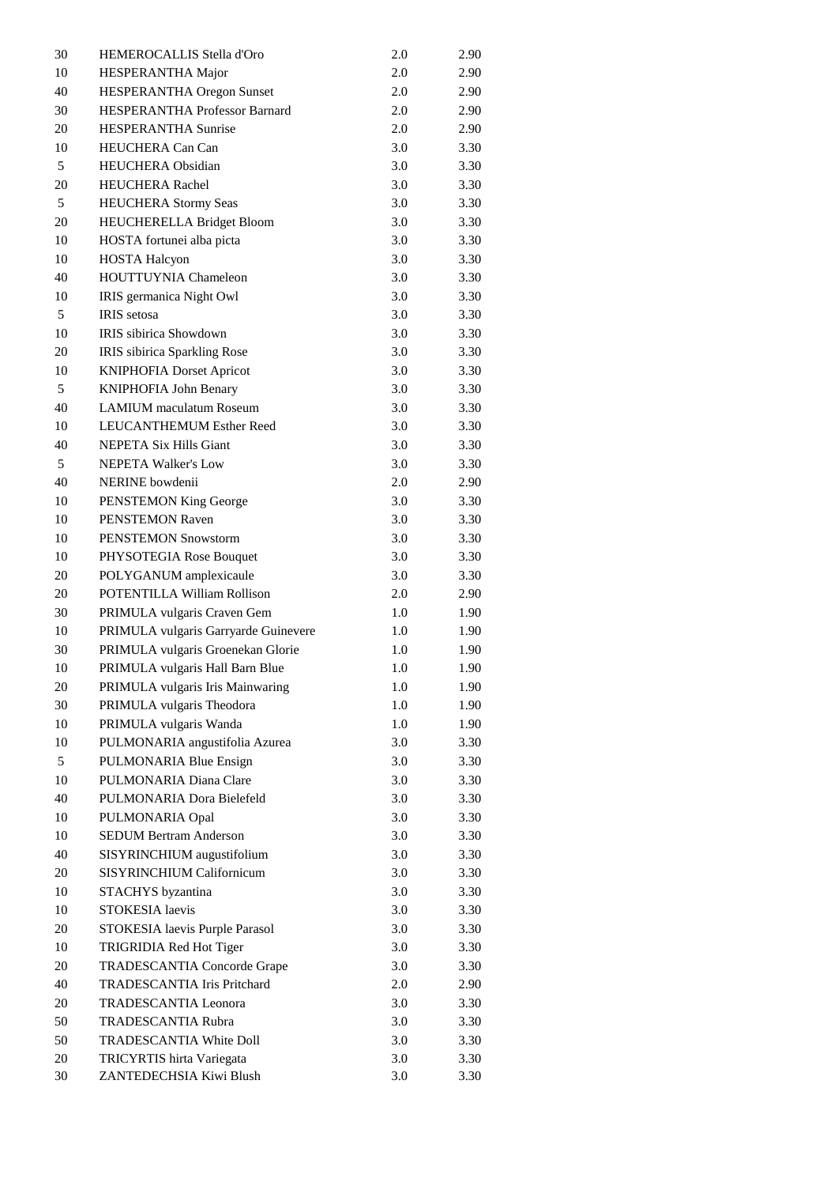| | | | |
|---|---|---|---|
| 30 | HEMEROCALLIS Stella d'Oro | 2.0 | 2.90 |
| 10 | HESPERANTHA Major | 2.0 | 2.90 |
| 40 | HESPERANTHA Oregon Sunset | 2.0 | 2.90 |
| 30 | HESPERANTHA Professor Barnard | 2.0 | 2.90 |
| 20 | HESPERANTHA Sunrise | 2.0 | 2.90 |
| 10 | HEUCHERA Can Can | 3.0 | 3.30 |
| 5 | HEUCHERA Obsidian | 3.0 | 3.30 |
| 20 | HEUCHERA Rachel | 3.0 | 3.30 |
| 5 | HEUCHERA Stormy Seas | 3.0 | 3.30 |
| 20 | HEUCHERELLA Bridget Bloom | 3.0 | 3.30 |
| 10 | HOSTA fortunei alba picta | 3.0 | 3.30 |
| 10 | HOSTA Halcyon | 3.0 | 3.30 |
| 40 | HOUTTUYNIA Chameleon | 3.0 | 3.30 |
| 10 | IRIS germanica Night Owl | 3.0 | 3.30 |
| 5 | IRIS setosa | 3.0 | 3.30 |
| 10 | IRIS sibirica Showdown | 3.0 | 3.30 |
| 20 | IRIS sibirica Sparkling Rose | 3.0 | 3.30 |
| 10 | KNIPHOFIA Dorset Apricot | 3.0 | 3.30 |
| 5 | KNIPHOFIA John Benary | 3.0 | 3.30 |
| 40 | LAMIUM maculatum Roseum | 3.0 | 3.30 |
| 10 | LEUCANTHEMUM Esther Reed | 3.0 | 3.30 |
| 40 | NEPETA Six Hills Giant | 3.0 | 3.30 |
| 5 | NEPETA Walker's Low | 3.0 | 3.30 |
| 40 | NERINE bowdenii | 2.0 | 2.90 |
| 10 | PENSTEMON King George | 3.0 | 3.30 |
| 10 | PENSTEMON Raven | 3.0 | 3.30 |
| 10 | PENSTEMON Snowstorm | 3.0 | 3.30 |
| 10 | PHYSOTEGIA Rose Bouquet | 3.0 | 3.30 |
| 20 | POLYGANUM amplexicaule | 3.0 | 3.30 |
| 20 | POTENTILLA William Rollison | 2.0 | 2.90 |
| 30 | PRIMULA vulgaris Craven Gem | 1.0 | 1.90 |
| 10 | PRIMULA vulgaris Garryarde Guinevere | 1.0 | 1.90 |
| 30 | PRIMULA vulgaris Groenekan Glorie | 1.0 | 1.90 |
| 10 | PRIMULA vulgaris Hall Barn Blue | 1.0 | 1.90 |
| 20 | PRIMULA vulgaris Iris Mainwaring | 1.0 | 1.90 |
| 30 | PRIMULA vulgaris Theodora | 1.0 | 1.90 |
| 10 | PRIMULA vulgaris Wanda | 1.0 | 1.90 |
| 10 | PULMONARIA angustifolia Azurea | 3.0 | 3.30 |
| 5 | PULMONARIA Blue Ensign | 3.0 | 3.30 |
| 10 | PULMONARIA Diana Clare | 3.0 | 3.30 |
| 40 | PULMONARIA Dora Bielefeld | 3.0 | 3.30 |
| 10 | PULMONARIA Opal | 3.0 | 3.30 |
| 10 | SEDUM Bertram Anderson | 3.0 | 3.30 |
| 40 | SISYRINCHIUM augustifolium | 3.0 | 3.30 |
| 20 | SISYRINCHIUM Californicum | 3.0 | 3.30 |
| 10 | STACHYS byzantina | 3.0 | 3.30 |
| 10 | STOKESIA laevis | 3.0 | 3.30 |
| 20 | STOKESIA laevis Purple Parasol | 3.0 | 3.30 |
| 10 | TRIGRIDIA Red Hot Tiger | 3.0 | 3.30 |
| 20 | TRADESCANTIA Concorde Grape | 3.0 | 3.30 |
| 40 | TRADESCANTIA Iris Pritchard | 2.0 | 2.90 |
| 20 | TRADESCANTIA Leonora | 3.0 | 3.30 |
| 50 | TRADESCANTIA Rubra | 3.0 | 3.30 |
| 50 | TRADESCANTIA White Doll | 3.0 | 3.30 |
| 20 | TRICYRTIS hirta Variegata | 3.0 | 3.30 |
| 30 | ZANTEDECHSIA Kiwi Blush | 3.0 | 3.30 |